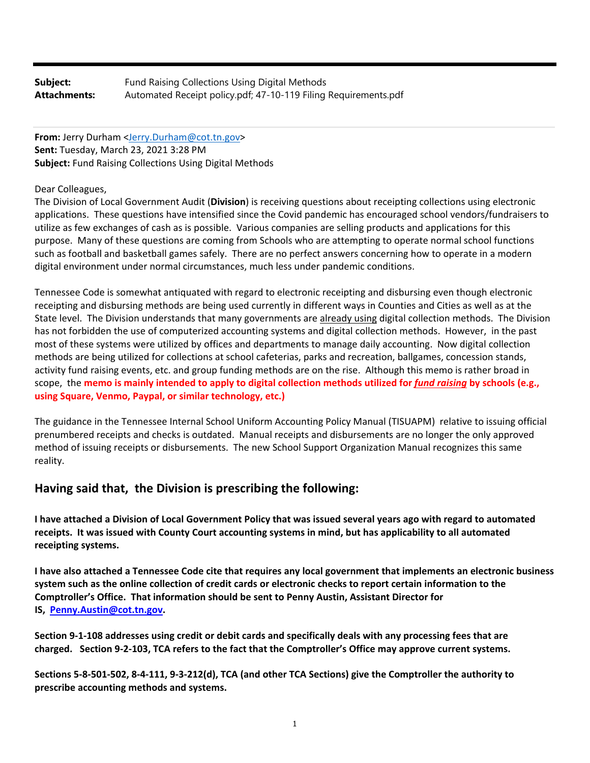**Subject:** Fund Raising Collections Using Digital Methods
**Attachments:** Automated Receipt policy.pdf; 47-10-119 Filing Requirements.pdf

---

**From:** Jerry Durham <Jerry.Durham@cot.tn.gov>
**Sent:** Tuesday, March 23, 2021 3:28 PM
**Subject:** Fund Raising Collections Using Digital Methods

Dear Colleagues,

The Division of Local Government Audit (**Division**) is receiving questions about receipting collections using electronic applications. These questions have intensified since the Covid pandemic has encouraged school vendors/fundraisers to utilize as few exchanges of cash as is possible. Various companies are selling products and applications for this purpose. Many of these questions are coming from Schools who are attempting to operate normal school functions such as football and basketball games safely. There are no perfect answers concerning how to operate in a modern digital environment under normal circumstances, much less under pandemic conditions.

Tennessee Code is somewhat antiquated with regard to electronic receipting and disbursing even though electronic receipting and disbursing methods are being used currently in different ways in Counties and Cities as well as at the State level. The Division understands that many governments are already using digital collection methods. The Division has not forbidden the use of computerized accounting systems and digital collection methods. However, in the past most of these systems were utilized by offices and departments to manage daily accounting. Now digital collection methods are being utilized for collections at school cafeterias, parks and recreation, ballgames, concession stands, activity fund raising events, etc. and group funding methods are on the rise. Although this memo is rather broad in scope, the **memo is mainly intended to apply to digital collection methods utilized for *fund raising* by schools (e.g., using Square, Venmo, Paypal, or similar technology, etc.)**

The guidance in the Tennessee Internal School Uniform Accounting Policy Manual (TISUAPM) relative to issuing official prenumbered receipts and checks is outdated. Manual receipts and disbursements are no longer the only approved method of issuing receipts or disbursements. The new School Support Organization Manual recognizes this same reality.

## Having said that, the Division is prescribing the following:

**I have attached a Division of Local Government Policy that was issued several years ago with regard to automated receipts. It was issued with County Court accounting systems in mind, but has applicability to all automated receipting systems.**

**I have also attached a Tennessee Code cite that requires any local government that implements an electronic business system such as the online collection of credit cards or electronic checks to report certain information to the Comptroller's Office. That information should be sent to Penny Austin, Assistant Director for IS, Penny.Austin@cot.tn.gov.**

**Section 9-1-108 addresses using credit or debit cards and specifically deals with any processing fees that are charged. Section 9-2-103, TCA refers to the fact that the Comptroller's Office may approve current systems.**

**Sections 5-8-501-502, 8-4-111, 9-3-212(d), TCA (and other TCA Sections) give the Comptroller the authority to prescribe accounting methods and systems.**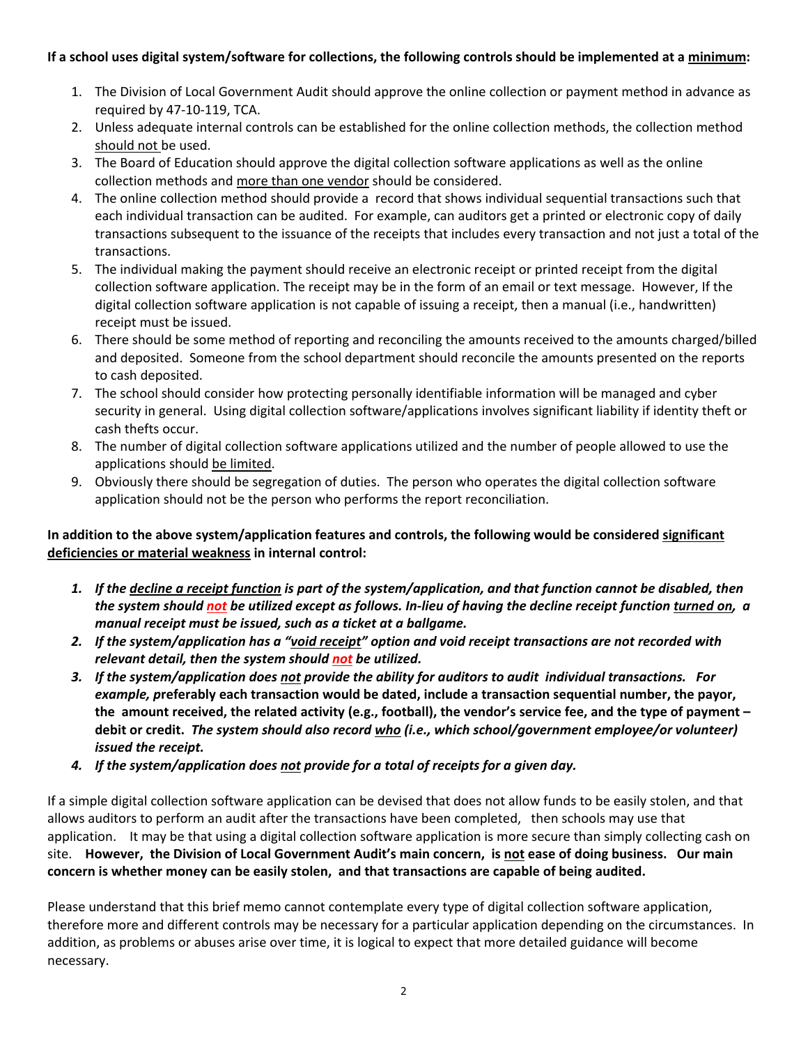**If a school uses digital system/software for collections, the following controls should be implemented at a <u>minimum</u>:**

1. The Division of Local Government Audit should approve the online collection or payment method in advance as required by 47-10-119, TCA.
2. Unless adequate internal controls can be established for the online collection methods, the collection method <u>should not</u> be used.
3. The Board of Education should approve the digital collection software applications as well as the online collection methods and <u>more than one vendor</u> should be considered.
4. The online collection method should provide a record that shows individual sequential transactions such that each individual transaction can be audited. For example, can auditors get a printed or electronic copy of daily transactions subsequent to the issuance of the receipts that includes every transaction and not just a total of the transactions.
5. The individual making the payment should receive an electronic receipt or printed receipt from the digital collection software application. The receipt may be in the form of an email or text message. However, If the digital collection software application is not capable of issuing a receipt, then a manual (i.e., handwritten) receipt must be issued.
6. There should be some method of reporting and reconciling the amounts received to the amounts charged/billed and deposited. Someone from the school department should reconcile the amounts presented on the reports to cash deposited.
7. The school should consider how protecting personally identifiable information will be managed and cyber security in general. Using digital collection software/applications involves significant liability if identity theft or cash thefts occur.
8. The number of digital collection software applications utilized and the number of people allowed to use the applications should <u>be limited</u>.
9. Obviously there should be segregation of duties. The person who operates the digital collection software application should not be the person who performs the report reconciliation.

**In addition to the above system/application features and controls, the following would be considered <u>significant deficiencies or material weakness</u> in internal control:**

1. ***If the <u>decline a receipt function</u> is part of the system/application, and that function cannot be disabled, then the system should <u>not</u> be utilized except as follows. In-lieu of having the decline receipt function <u>turned on</u>, a manual receipt must be issued, such as a ticket at a ballgame.***
2. ***If the system/application has a "<u>void receipt</u>" option and void receipt transactions are not recorded with relevant detail, then the system should <u>not</u> be utilized.***
3. ***If the system/application does <u>not</u> provide the ability for auditors to audit individual transactions. For example,*** **preferably each transaction would be dated, include a transaction sequential number, the payor, the amount received, the related activity (e.g., football), the vendor's service fee, and the type of payment – debit or credit.** ***The system should also record <u>who</u> (i.e., which school/government employee/or volunteer) issued the receipt.***
4. ***If the system/application does <u>not</u> provide for a total of receipts for a given day.***

If a simple digital collection software application can be devised that does not allow funds to be easily stolen, and that allows auditors to perform an audit after the transactions have been completed, then schools may use that application. It may be that using a digital collection software application is more secure than simply collecting cash on site. **However, the Division of Local Government Audit's main concern, is <u>not</u> ease of doing business. Our main concern is whether money can be easily stolen, and that transactions are capable of being audited.**

Please understand that this brief memo cannot contemplate every type of digital collection software application, therefore more and different controls may be necessary for a particular application depending on the circumstances. In addition, as problems or abuses arise over time, it is logical to expect that more detailed guidance will become necessary.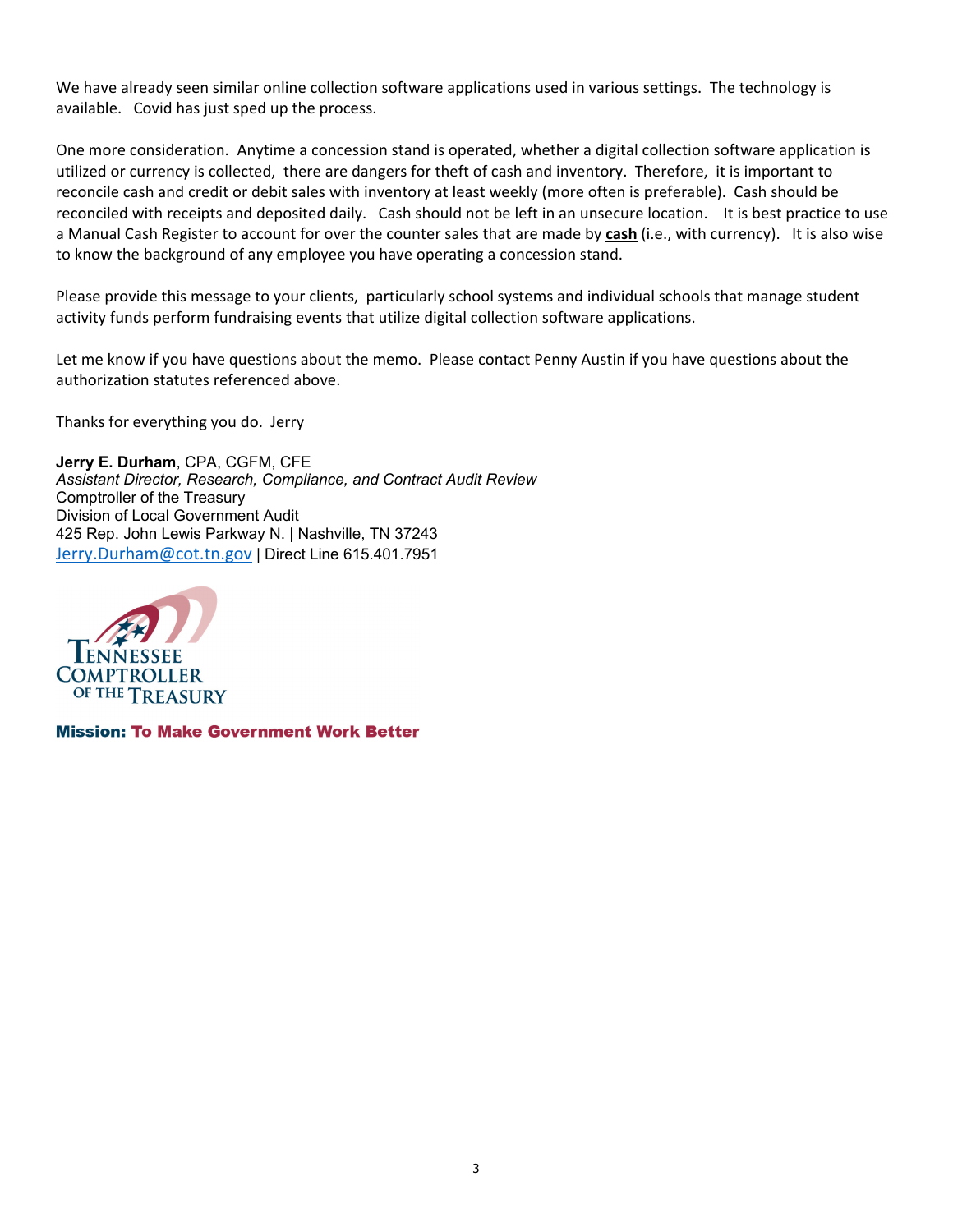We have already seen similar online collection software applications used in various settings. The technology is available. Covid has just sped up the process.

One more consideration. Anytime a concession stand is operated, whether a digital collection software application is utilized or currency is collected, there are dangers for theft of cash and inventory. Therefore, it is important to reconcile cash and credit or debit sales with inventory at least weekly (more often is preferable). Cash should be reconciled with receipts and deposited daily. Cash should not be left in an unsecure location. It is best practice to use a Manual Cash Register to account for over the counter sales that are made by **cash** (i.e., with currency). It is also wise to know the background of any employee you have operating a concession stand.

Please provide this message to your clients, particularly school systems and individual schools that manage student activity funds perform fundraising events that utilize digital collection software applications.

Let me know if you have questions about the memo. Please contact Penny Austin if you have questions about the authorization statutes referenced above.

Thanks for everything you do. Jerry

**Jerry E. Durham**, CPA, CGFM, CFE
*Assistant Director, Research, Compliance, and Contract Audit Review*
Comptroller of the Treasury
Division of Local Government Audit
425 Rep. John Lewis Parkway N. | Nashville, TN 37243
Jerry.Durham@cot.tn.gov | Direct Line 615.401.7951

TENNESSEE COMPTROLLER OF THE TREASURY

**Mission: To Make Government Work Better**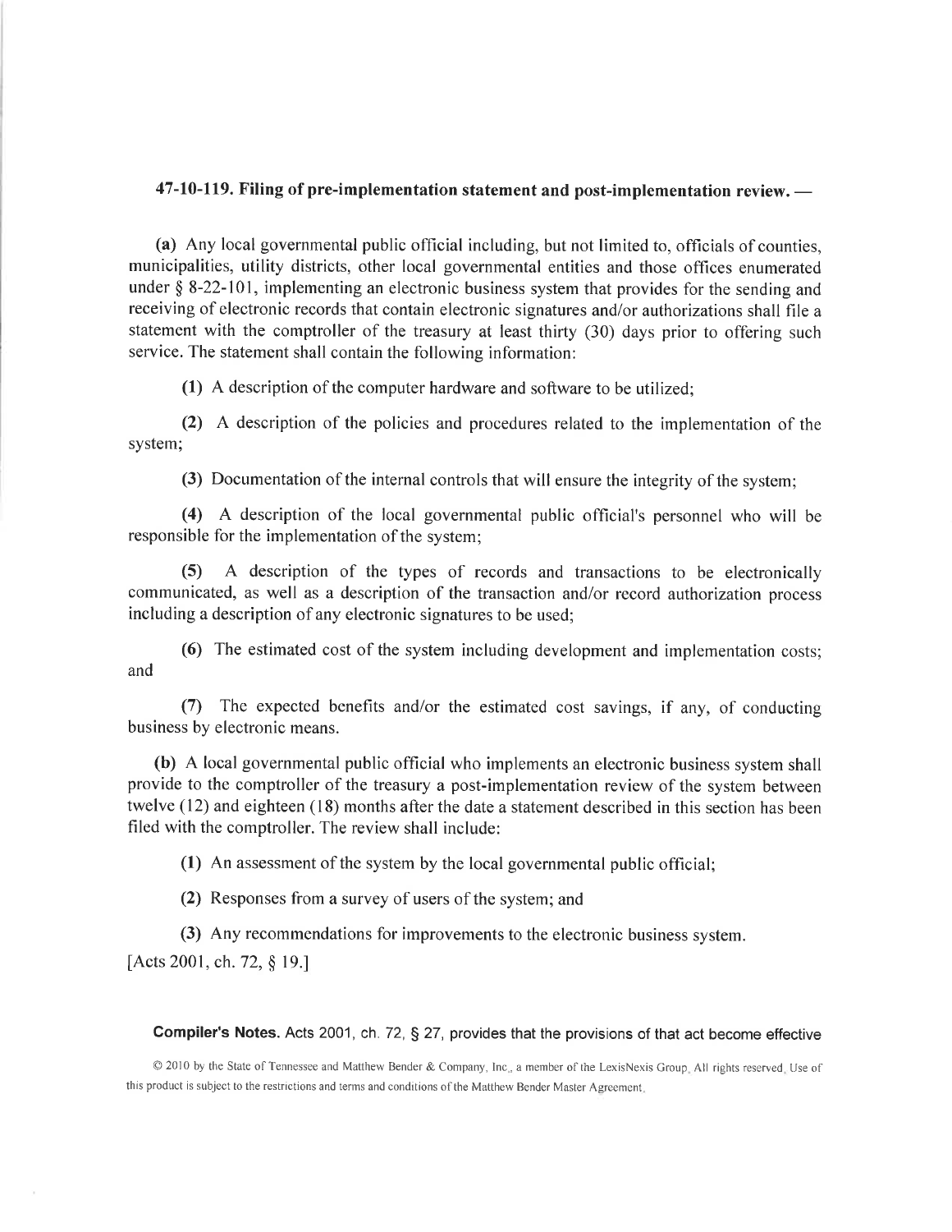**47-10-119. Filing of pre-implementation statement and post-implementation review. —**

**(a)** Any local governmental public official including, but not limited to, officials of counties, municipalities, utility districts, other local governmental entities and those offices enumerated under § 8-22-101, implementing an electronic business system that provides for the sending and receiving of electronic records that contain electronic signatures and/or authorizations shall file a statement with the comptroller of the treasury at least thirty (30) days prior to offering such service. The statement shall contain the following information:

**(1)** A description of the computer hardware and software to be utilized;

**(2)** A description of the policies and procedures related to the implementation of the system;

**(3)** Documentation of the internal controls that will ensure the integrity of the system;

**(4)** A description of the local governmental public official's personnel who will be responsible for the implementation of the system;

**(5)** A description of the types of records and transactions to be electronically communicated, as well as a description of the transaction and/or record authorization process including a description of any electronic signatures to be used;

**(6)** The estimated cost of the system including development and implementation costs; and

**(7)** The expected benefits and/or the estimated cost savings, if any, of conducting business by electronic means.

**(b)** A local governmental public official who implements an electronic business system shall provide to the comptroller of the treasury a post-implementation review of the system between twelve (12) and eighteen (18) months after the date a statement described in this section has been filed with the comptroller. The review shall include:

**(1)** An assessment of the system by the local governmental public official;

**(2)** Responses from a survey of users of the system; and

**(3)** Any recommendations for improvements to the electronic business system.

[Acts 2001, ch. 72, § 19.]

**Compiler's Notes.** Acts 2001, ch. 72, § 27, provides that the provisions of that act become effective

© 2010 by the State of Tennessee and Matthew Bender & Company, Inc., a member of the LexisNexis Group. All rights reserved. Use of this product is subject to the restrictions and terms and conditions of the Matthew Bender Master Agreement.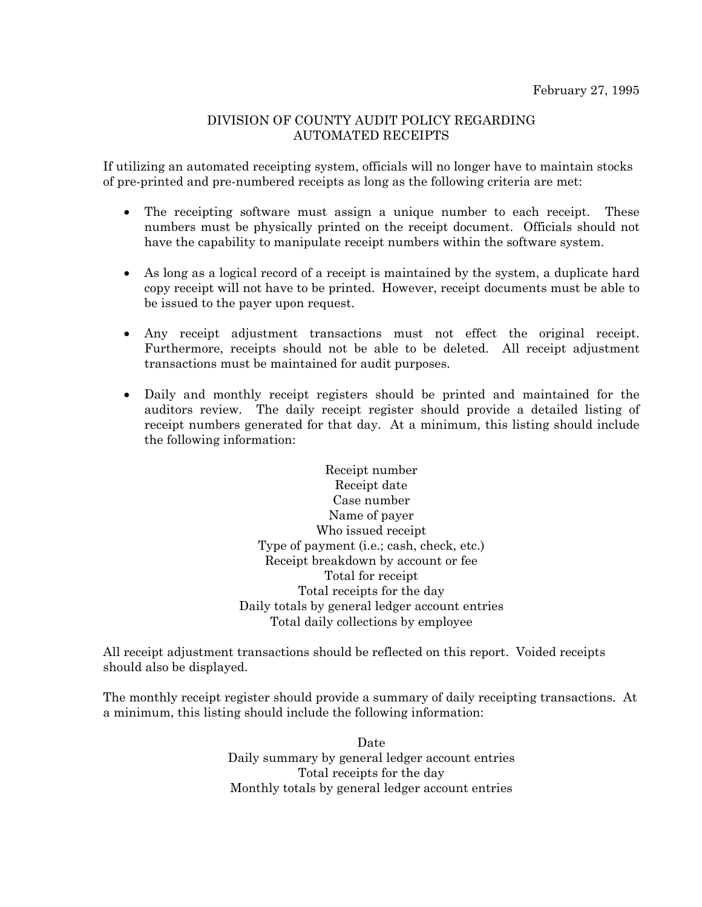February 27, 1995

# DIVISION OF COUNTY AUDIT POLICY REGARDING AUTOMATED RECEIPTS

If utilizing an automated receipting system, officials will no longer have to maintain stocks of pre-printed and pre-numbered receipts as long as the following criteria are met:

- The receipting software must assign a unique number to each receipt. These numbers must be physically printed on the receipt document. Officials should not have the capability to manipulate receipt numbers within the software system.

- As long as a logical record of a receipt is maintained by the system, a duplicate hard copy receipt will not have to be printed. However, receipt documents must be able to be issued to the payer upon request.

- Any receipt adjustment transactions must not effect the original receipt. Furthermore, receipts should not be able to be deleted. All receipt adjustment transactions must be maintained for audit purposes.

- Daily and monthly receipt registers should be printed and maintained for the auditors review. The daily receipt register should provide a detailed listing of receipt numbers generated for that day. At a minimum, this listing should include the following information:

  Receipt number
  Receipt date
  Case number
  Name of payer
  Who issued receipt
  Type of payment (i.e.; cash, check, etc.)
  Receipt breakdown by account or fee
  Total for receipt
  Total receipts for the day
  Daily totals by general ledger account entries
  Total daily collections by employee

All receipt adjustment transactions should be reflected on this report. Voided receipts should also be displayed.

The monthly receipt register should provide a summary of daily receipting transactions. At a minimum, this listing should include the following information:

Date
Daily summary by general ledger account entries
Total receipts for the day
Monthly totals by general ledger account entries